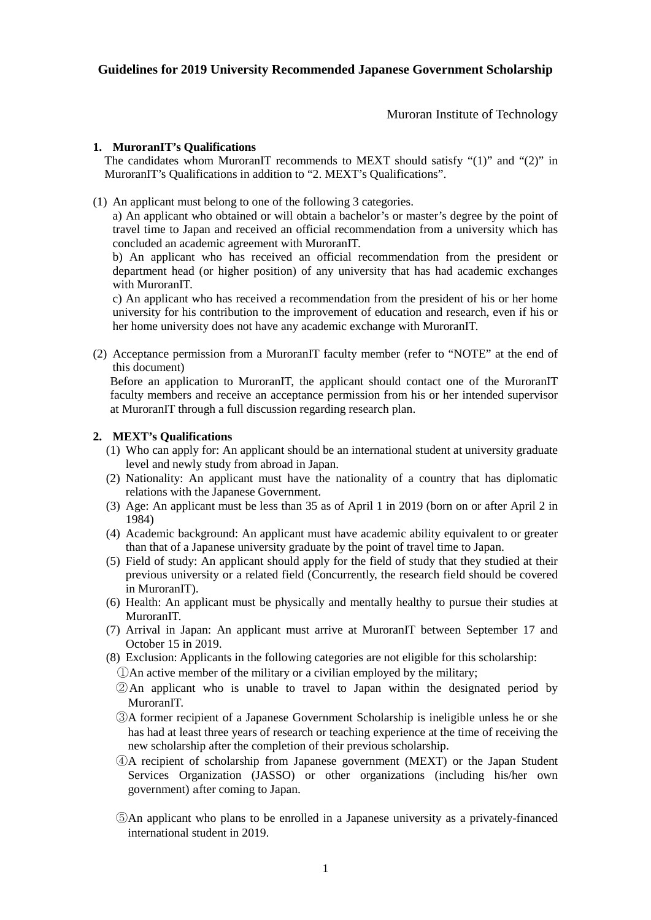# Guidelines for 2019 University Recommended Japanese Government Scholarship

Muroran Institute of Technology

## 1. MuroranIT's Qualifications

The candidates whom MuroranIT recommends to MEXT should satisfy "(1)" and "(2)" in MuroranIT's Qualifications in addition to "2. MEXT's Qualifications".

(1) An applicant must belong to one of the following 3 categories.

a) An applicant who obtained or will obtain a bachelor's or master's degree by the point of travel time to Japan and received an official recommendation from a university which has concluded an academic agreement with MuroranIT.

b) An applicant who has received an official recommendation from the president or department head (or higher position) of any university that has had academic exchanges with MuroranIT.

c) An applicant who has received a recommendation from the president of his or her home university for his contribution to the improvement of education and research, even if his or her home university does not have any academic exchange with MuroranIT.

(2) Acceptance permission from a MuroranIT faculty member (refer to "NOTE" at the end of this document)

Before an application to MuroranIT, the applicant should contact one of the MuroranIT faculty members and receive an acceptance permission from his or her intended supervisor at MuroranIT through a full discussion regarding research plan.

## 2. MEXT's Qualifications

(1) Who can apply for: An applicant should be an international student at university graduate level and newly study from abroad in Japan.

(2) Nationality: An applicant must have the nationality of a country that has diplomatic relations with the Japanese Government.

(3) Age: An applicant must be less than 35 as of April 1 in 2019 (born on or after April 2 in 1984)

(4) Academic background: An applicant must have academic ability equivalent to or greater than that of a Japanese university graduate by the point of travel time to Japan.

(5) Field of study: An applicant should apply for the field of study that they studied at their previous university or a related field (Concurrently, the research field should be covered in MuroranIT).

(6) Health: An applicant must be physically and mentally healthy to pursue their studies at MuroranIT.

(7) Arrival in Japan: An applicant must arrive at MuroranIT between September 17 and October 15 in 2019.

(8) Exclusion: Applicants in the following categories are not eligible for this scholarship:

①An active member of the military or a civilian employed by the military;

②An applicant who is unable to travel to Japan within the designated period by MuroranIT.

③A former recipient of a Japanese Government Scholarship is ineligible unless he or she has had at least three years of research or teaching experience at the time of receiving the new scholarship after the completion of their previous scholarship.

④A recipient of scholarship from Japanese government (MEXT) or the Japan Student Services Organization (JASSO) or other organizations (including his/her own government) after coming to Japan.

⑤An applicant who plans to be enrolled in a Japanese university as a privately-financed international student in 2019.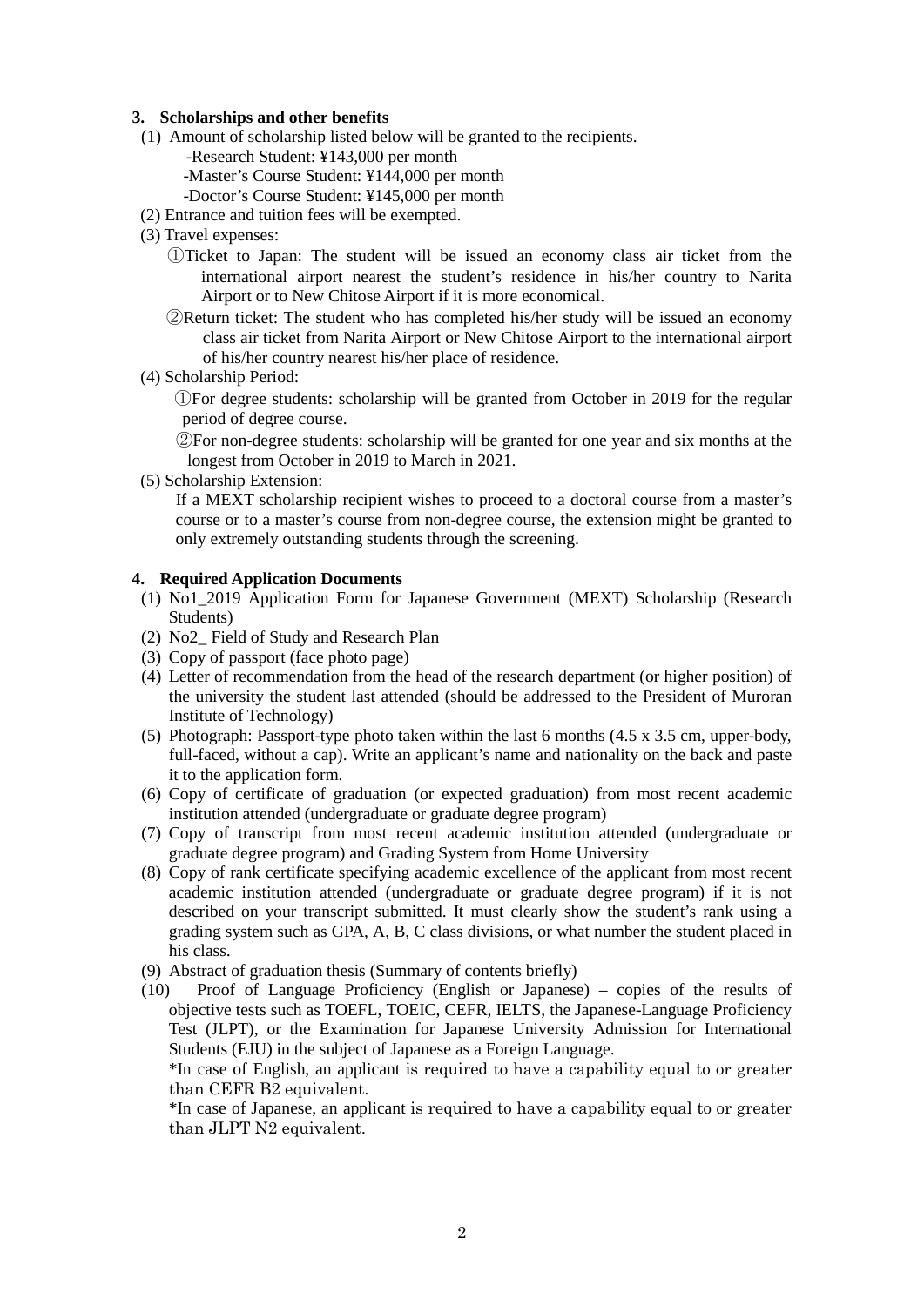### 3. Scholarships and other benefits

(1) Amount of scholarship listed below will be granted to the recipients.

- Research Student: ¥143,000 per month
- Master's Course Student: ¥144,000 per month
- Doctor's Course Student: ¥145,000 per month

(2) Entrance and tuition fees will be exempted.

(3) Travel expenses:

①Ticket to Japan: The student will be issued an economy class air ticket from the international airport nearest the student's residence in his/her country to Narita Airport or to New Chitose Airport if it is more economical.

②Return ticket: The student who has completed his/her study will be issued an economy class air ticket from Narita Airport or New Chitose Airport to the international airport of his/her country nearest his/her place of residence.

(4) Scholarship Period:

①For degree students: scholarship will be granted from October in 2019 for the regular period of degree course.

②For non-degree students: scholarship will be granted for one year and six months at the longest from October in 2019 to March in 2021.

(5) Scholarship Extension:

If a MEXT scholarship recipient wishes to proceed to a doctoral course from a master's course or to a master's course from non-degree course, the extension might be granted to only extremely outstanding students through the screening.

### 4. Required Application Documents

(1) No1_2019 Application Form for Japanese Government (MEXT) Scholarship (Research Students)

(2) No2_ Field of Study and Research Plan

(3) Copy of passport (face photo page)

(4) Letter of recommendation from the head of the research department (or higher position) of the university the student last attended (should be addressed to the President of Muroran Institute of Technology)

(5) Photograph: Passport-type photo taken within the last 6 months (4.5 x 3.5 cm, upper-body, full-faced, without a cap). Write an applicant's name and nationality on the back and paste it to the application form.

(6) Copy of certificate of graduation (or expected graduation) from most recent academic institution attended (undergraduate or graduate degree program)

(7) Copy of transcript from most recent academic institution attended (undergraduate or graduate degree program) and Grading System from Home University

(8) Copy of rank certificate specifying academic excellence of the applicant from most recent academic institution attended (undergraduate or graduate degree program) if it is not described on your transcript submitted. It must clearly show the student's rank using a grading system such as GPA, A, B, C class divisions, or what number the student placed in his class.

(9) Abstract of graduation thesis (Summary of contents briefly)

(10) Proof of Language Proficiency (English or Japanese) – copies of the results of objective tests such as TOEFL, TOEIC, CEFR, IELTS, the Japanese-Language Proficiency Test (JLPT), or the Examination for Japanese University Admission for International Students (EJU) in the subject of Japanese as a Foreign Language.

*In case of English, an applicant is required to have a capability equal to or greater than CEFR B2 equivalent.

*In case of Japanese, an applicant is required to have a capability equal to or greater than JLPT N2 equivalent.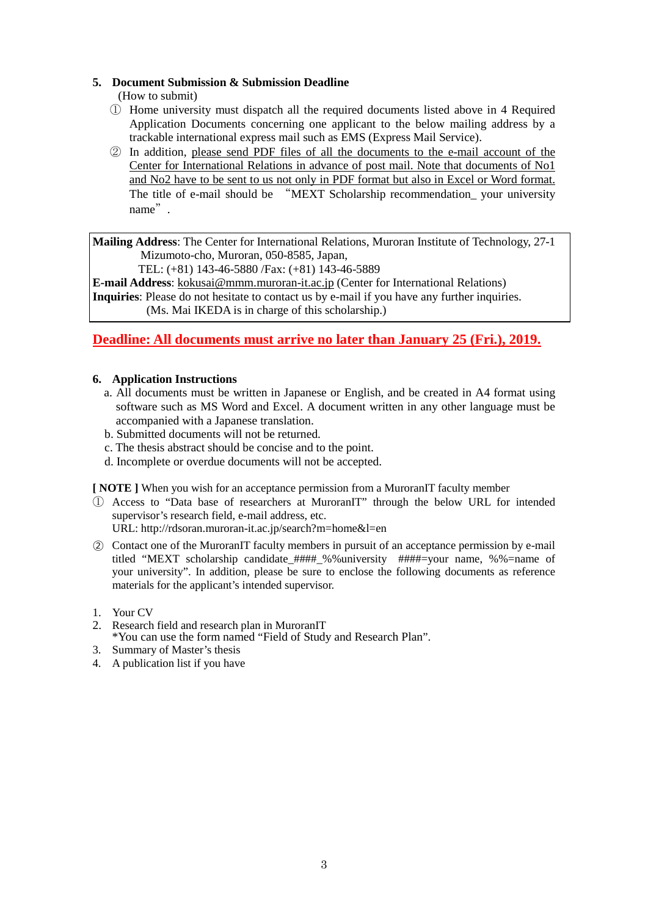## 5. Document Submission & Submission Deadline

(How to submit)

① Home university must dispatch all the required documents listed above in 4 Required Application Documents concerning one applicant to the below mailing address by a trackable international express mail such as EMS (Express Mail Service).

② In addition, please send PDF files of all the documents to the e-mail account of the Center for International Relations in advance of post mail. Note that documents of No1 and No2 have to be sent to us not only in PDF format but also in Excel or Word format. The title of e-mail should be "MEXT Scholarship recommendation_ your university name".

| |
|---|
| **Mailing Address**: The Center for International Relations, Muroran Institute of Technology, 27-1 Mizumoto-cho, Muroran, 050-8585, Japan,<br>TEL: (+81) 143-46-5880 /Fax: (+81) 143-46-5889<br>**E-mail Address**: kokusai@mmm.muroran-it.ac.jp (Center for International Relations)<br>**Inquiries**: Please do not hesitate to contact us by e-mail if you have any further inquiries.<br>(Ms. Mai IKEDA is in charge of this scholarship.) |

**Deadline: All documents must arrive no later than January 25 (Fri.), 2019.**

## 6. Application Instructions

a. All documents must be written in Japanese or English, and be created in A4 format using software such as MS Word and Excel. A document written in any other language must be accompanied with a Japanese translation.

b. Submitted documents will not be returned.

c. The thesis abstract should be concise and to the point.

d. Incomplete or overdue documents will not be accepted.

**[ NOTE ]** When you wish for an acceptance permission from a MuroranIT faculty member

① Access to "Data base of researchers at MuroranIT" through the below URL for intended supervisor's research field, e-mail address, etc.
URL: http://rdsoran.muroran-it.ac.jp/search?m=home&l=en

② Contact one of the MuroranIT faculty members in pursuit of an acceptance permission by e-mail titled "MEXT scholarship candidate_####_%%university ####=your name, %%=name of your university". In addition, please be sure to enclose the following documents as reference materials for the applicant's intended supervisor.

1. Your CV
2. Research field and research plan in MuroranIT
   *You can use the form named "Field of Study and Research Plan".
3. Summary of Master's thesis
4. A publication list if you have